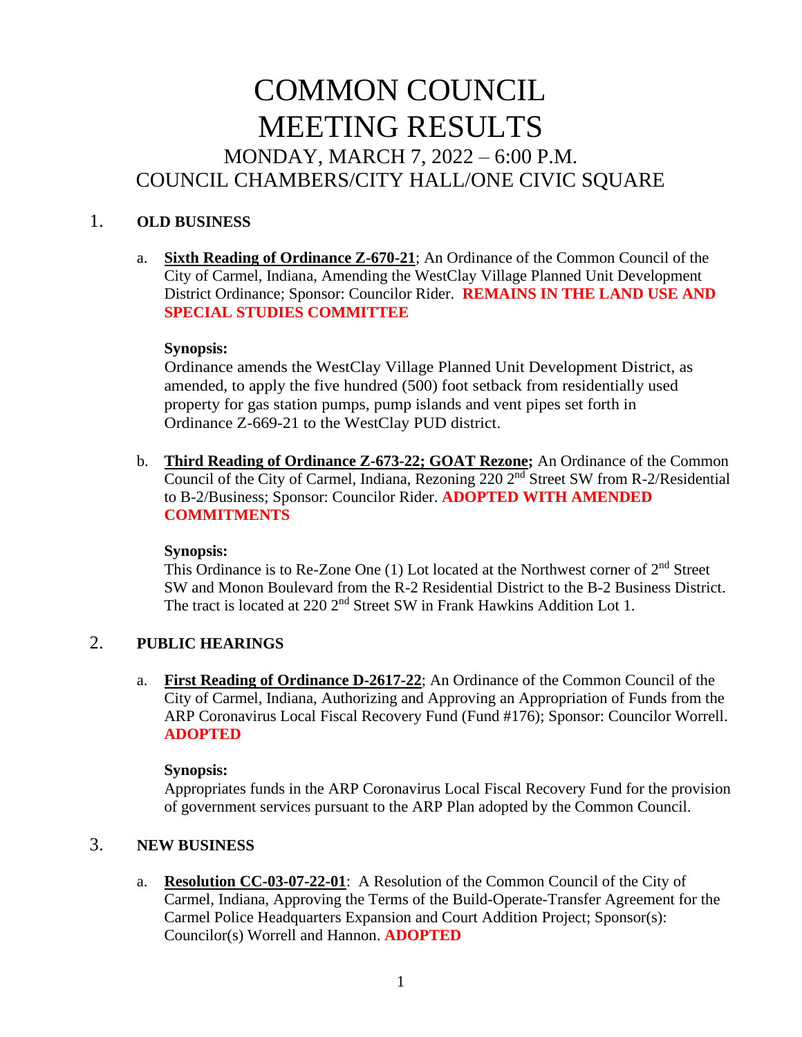# COMMON COUNCIL MEETING RESULTS

## MONDAY, MARCH 7, 2022 – 6:00 P.M.
## COUNCIL CHAMBERS/CITY HALL/ONE CIVIC SQUARE

1. **OLD BUSINESS**

   a. **Sixth Reading of Ordinance Z-670-21**; An Ordinance of the Common Council of the City of Carmel, Indiana, Amending the WestClay Village Planned Unit Development District Ordinance; Sponsor: Councilor Rider. **REMAINS IN THE LAND USE AND SPECIAL STUDIES COMMITTEE**

   **Synopsis:**
   Ordinance amends the WestClay Village Planned Unit Development District, as amended, to apply the five hundred (500) foot setback from residentially used property for gas station pumps, pump islands and vent pipes set forth in Ordinance Z-669-21 to the WestClay PUD district.

   b. **Third Reading of Ordinance Z-673-22; GOAT Rezone;** An Ordinance of the Common Council of the City of Carmel, Indiana, Rezoning 220 2nd Street SW from R-2/Residential to B-2/Business; Sponsor: Councilor Rider. **ADOPTED WITH AMENDED COMMITMENTS**

   **Synopsis:**
   This Ordinance is to Re-Zone One (1) Lot located at the Northwest corner of 2nd Street SW and Monon Boulevard from the R-2 Residential District to the B-2 Business District. The tract is located at 220 2nd Street SW in Frank Hawkins Addition Lot 1.

2. **PUBLIC HEARINGS**

   a. **First Reading of Ordinance D-2617-22**; An Ordinance of the Common Council of the City of Carmel, Indiana, Authorizing and Approving an Appropriation of Funds from the ARP Coronavirus Local Fiscal Recovery Fund (Fund #176); Sponsor: Councilor Worrell. **ADOPTED**

   **Synopsis:**
   Appropriates funds in the ARP Coronavirus Local Fiscal Recovery Fund for the provision of government services pursuant to the ARP Plan adopted by the Common Council.

3. **NEW BUSINESS**

   a. **Resolution CC-03-07-22-01**: A Resolution of the Common Council of the City of Carmel, Indiana, Approving the Terms of the Build-Operate-Transfer Agreement for the Carmel Police Headquarters Expansion and Court Addition Project; Sponsor(s): Councilor(s) Worrell and Hannon. **ADOPTED**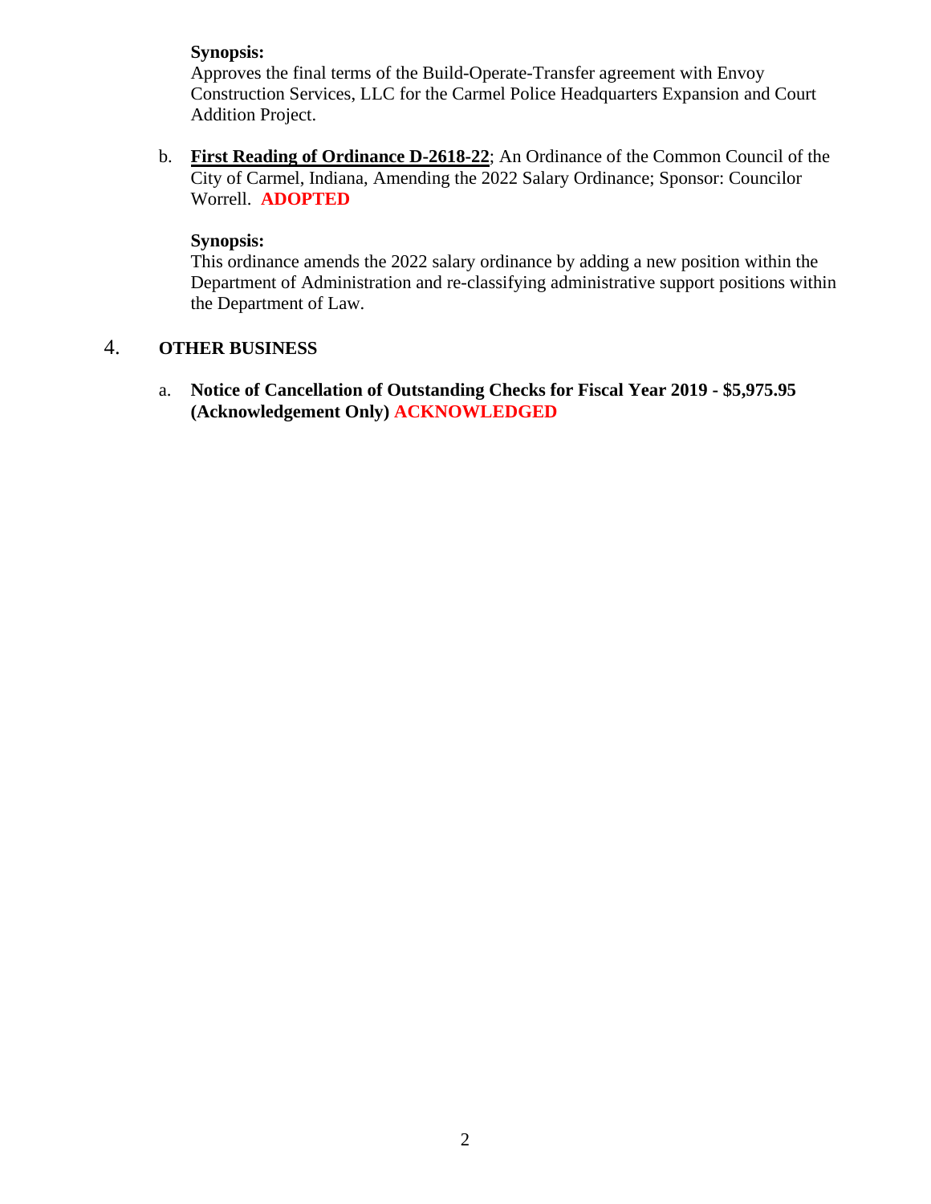**Synopsis:**
Approves the final terms of the Build-Operate-Transfer agreement with Envoy Construction Services, LLC for the Carmel Police Headquarters Expansion and Court Addition Project.

b. **First Reading of Ordinance D-2618-22**; An Ordinance of the Common Council of the City of Carmel, Indiana, Amending the 2022 Salary Ordinance; Sponsor: Councilor Worrell. **ADOPTED**

**Synopsis:**
This ordinance amends the 2022 salary ordinance by adding a new position within the Department of Administration and re-classifying administrative support positions within the Department of Law.

4. **OTHER BUSINESS**

a. **Notice of Cancellation of Outstanding Checks for Fiscal Year 2019 - $5,975.95 (Acknowledgement Only) ACKNOWLEDGED**